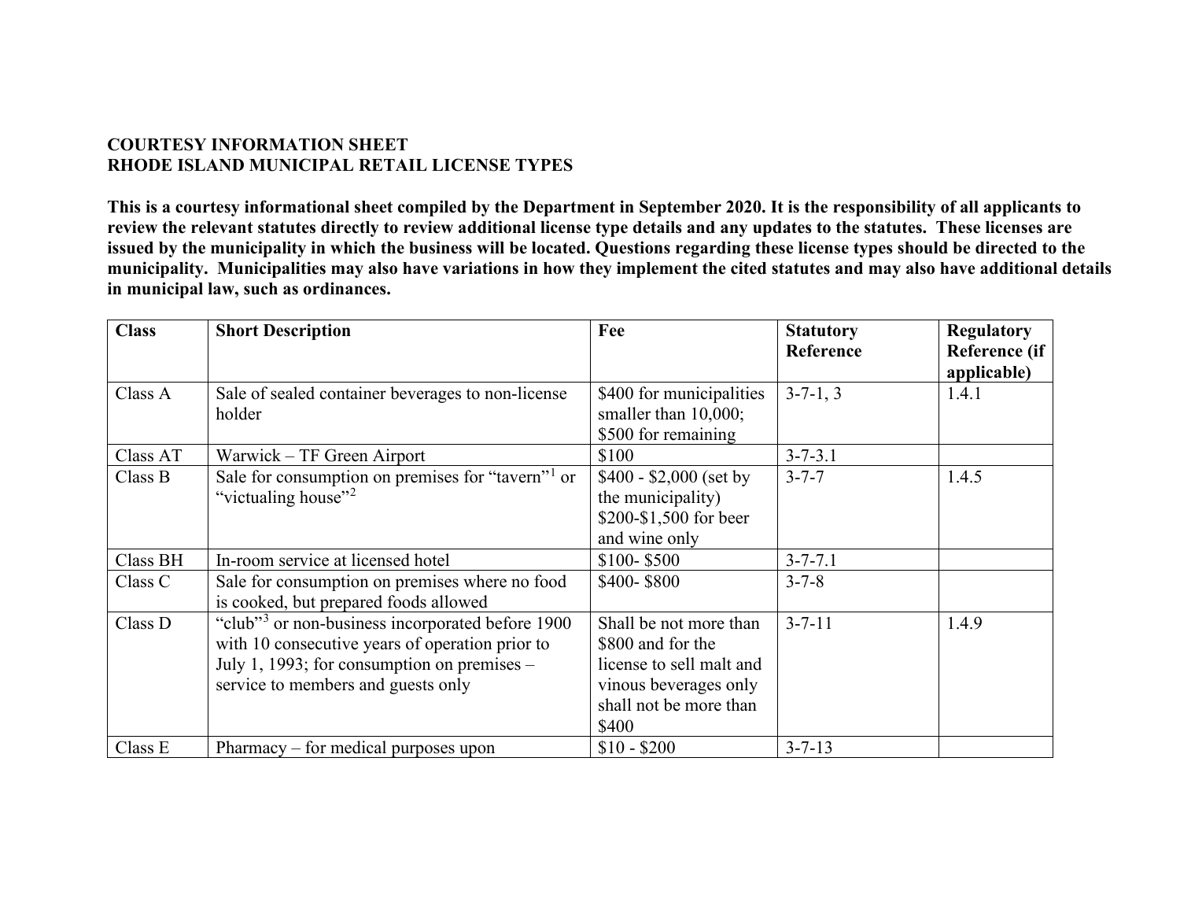**COURTESY INFORMATION SHEET**
**RHODE ISLAND MUNICIPAL RETAIL LICENSE TYPES**

**This is a courtesy informational sheet compiled by the Department in September 2020. It is the responsibility of all applicants to review the relevant statutes directly to review additional license type details and any updates to the statutes. These licenses are issued by the municipality in which the business will be located. Questions regarding these license types should be directed to the municipality. Municipalities may also have variations in how they implement the cited statutes and may also have additional details in municipal law, such as ordinances.**

| Class | Short Description | Fee | Statutory Reference | Regulatory Reference (if applicable) |
|---|---|---|---|---|
| Class A | Sale of sealed container beverages to non-license holder | $400 for municipalities smaller than 10,000; $500 for remaining | 3-7-1, 3 | 1.4.1 |
| Class AT | Warwick – TF Green Airport | $100 | 3-7-3.1 | |
| Class B | Sale for consumption on premises for "tavern"[1] or "victualing house"[2] | $400 - $2,000 (set by the municipality) $200-$1,500 for beer and wine only | 3-7-7 | 1.4.5 |
| Class BH | In-room service at licensed hotel | $100- $500 | 3-7-7.1 | |
| Class C | Sale for consumption on premises where no food is cooked, but prepared foods allowed | $400- $800 | 3-7-8 | |
| Class D | "club"[3] or non-business incorporated before 1900 with 10 consecutive years of operation prior to July 1, 1993; for consumption on premises – service to members and guests only | Shall be not more than $800 and for the license to sell malt and vinous beverages only shall not be more than $400 | 3-7-11 | 1.4.9 |
| Class E | Pharmacy – for medical purposes upon | $10 - $200 | 3-7-13 | |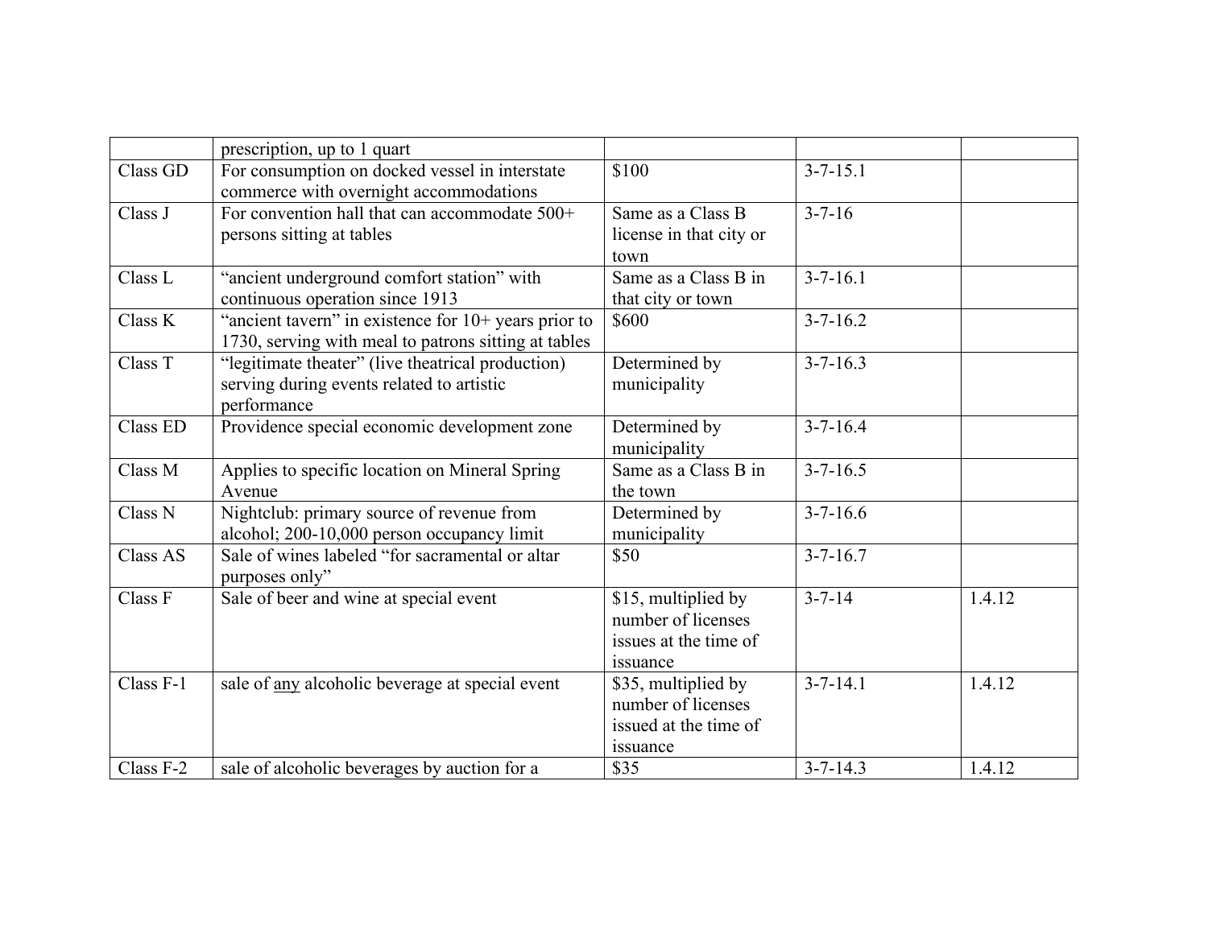| | | | | |
|---|---|---|---|---|
| | prescription, up to 1 quart | | | |
| Class GD | For consumption on docked vessel in interstate commerce with overnight accommodations | $100 | 3-7-15.1 | |
| Class J | For convention hall that can accommodate 500+ persons sitting at tables | Same as a Class B license in that city or town | 3-7-16 | |
| Class L | "ancient underground comfort station" with continuous operation since 1913 | Same as a Class B in that city or town | 3-7-16.1 | |
| Class K | "ancient tavern" in existence for 10+ years prior to 1730, serving with meal to patrons sitting at tables | $600 | 3-7-16.2 | |
| Class T | "legitimate theater" (live theatrical production) serving during events related to artistic performance | Determined by municipality | 3-7-16.3 | |
| Class ED | Providence special economic development zone | Determined by municipality | 3-7-16.4 | |
| Class M | Applies to specific location on Mineral Spring Avenue | Same as a Class B in the town | 3-7-16.5 | |
| Class N | Nightclub: primary source of revenue from alcohol; 200-10,000 person occupancy limit | Determined by municipality | 3-7-16.6 | |
| Class AS | Sale of wines labeled "for sacramental or altar purposes only" | $50 | 3-7-16.7 | |
| Class F | Sale of beer and wine at special event | $15, multiplied by number of licenses issues at the time of issuance | 3-7-14 | 1.4.12 |
| Class F-1 | sale of <u>any</u> alcoholic beverage at special event | $35, multiplied by number of licenses issued at the time of issuance | 3-7-14.1 | 1.4.12 |
| Class F-2 | sale of alcoholic beverages by auction for a | $35 | 3-7-14.3 | 1.4.12 |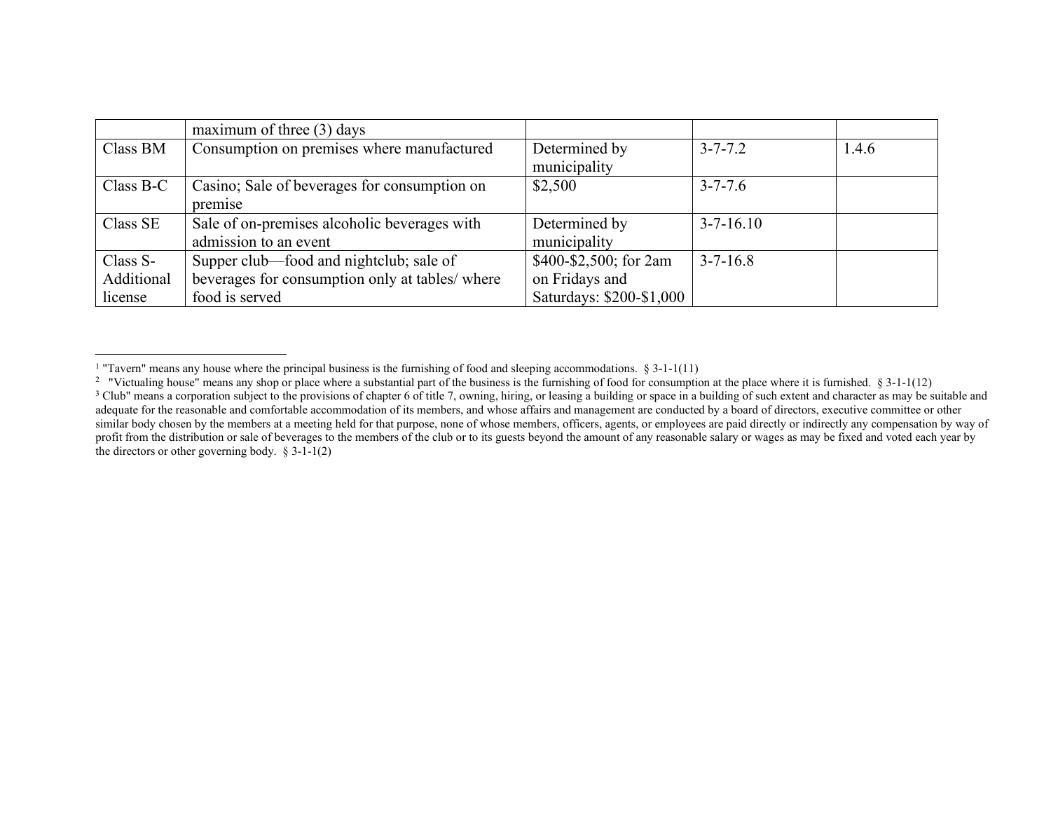| | | | | |
|---|---|---|---|---|
| | maximum of three (3) days | | | |
| Class BM | Consumption on premises where manufactured | Determined by municipality | 3-7-7.2 | 1.4.6 |
| Class B-C | Casino; Sale of beverages for consumption on premise | $2,500 | 3-7-7.6 | |
| Class SE | Sale of on-premises alcoholic beverages with admission to an event | Determined by municipality | 3-7-16.10 | |
| Class S-Additional license | Supper club—food and nightclub; sale of beverages for consumption only at tables/ where food is served | $400-$2,500; for 2am on Fridays and Saturdays: $200-$1,000 | 3-7-16.8 | |

[1] "Tavern" means any house where the principal business is the furnishing of food and sleeping accommodations. § 3-1-1(11)

[2] "Victualing house" means any shop or place where a substantial part of the business is the furnishing of food for consumption at the place where it is furnished. § 3-1-1(12)

[3] Club" means a corporation subject to the provisions of chapter 6 of title 7, owning, hiring, or leasing a building or space in a building of such extent and character as may be suitable and adequate for the reasonable and comfortable accommodation of its members, and whose affairs and management are conducted by a board of directors, executive committee or other similar body chosen by the members at a meeting held for that purpose, none of whose members, officers, agents, or employees are paid directly or indirectly any compensation by way of profit from the distribution or sale of beverages to the members of the club or to its guests beyond the amount of any reasonable salary or wages as may be fixed and voted each year by the directors or other governing body. § 3-1-1(2)